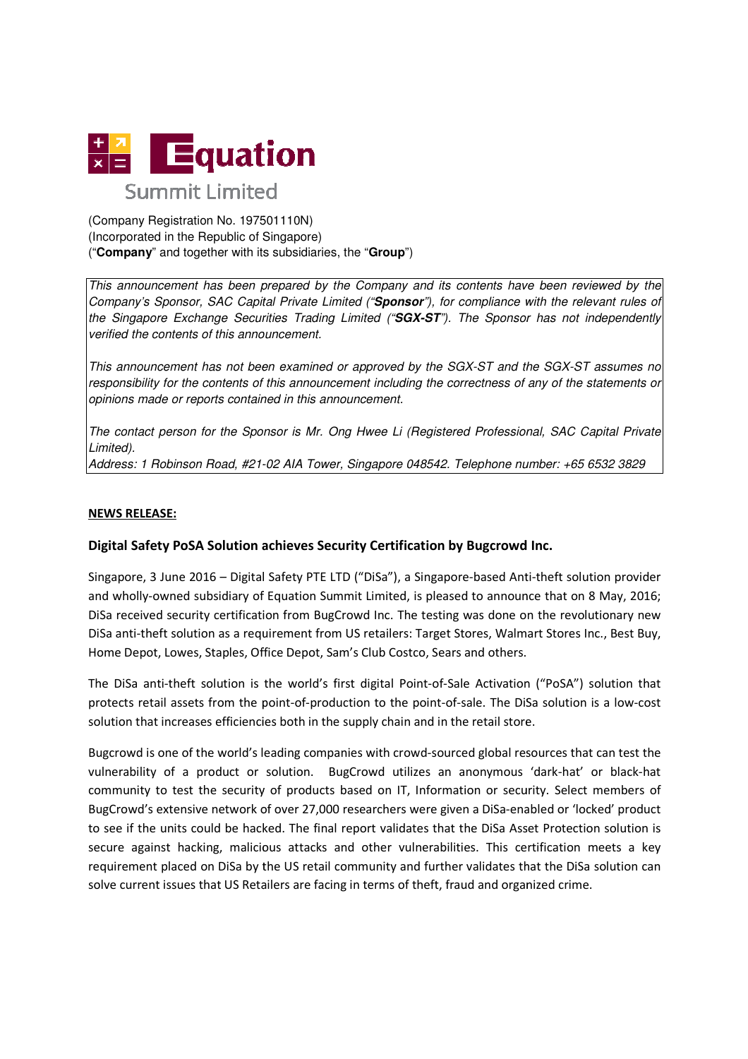# Equation Summit Limited

(Company Registration No. 197501110N)
(Incorporated in the Republic of Singapore)
("**Company**" and together with its subsidiaries, the "**Group**")

*This announcement has been prepared by the Company and its contents have been reviewed by the Company's Sponsor, SAC Capital Private Limited ("**Sponsor**"), for compliance with the relevant rules of the Singapore Exchange Securities Trading Limited ("**SGX-ST**"). The Sponsor has not independently verified the contents of this announcement.*

*This announcement has not been examined or approved by the SGX-ST and the SGX-ST assumes no responsibility for the contents of this announcement including the correctness of any of the statements or opinions made or reports contained in this announcement.*

*The contact person for the Sponsor is Mr. Ong Hwee Li (Registered Professional, SAC Capital Private Limited).*
*Address: 1 Robinson Road, #21-02 AIA Tower, Singapore 048542. Telephone number: +65 6532 3829*

**NEWS RELEASE:**

## Digital Safety PoSA Solution achieves Security Certification by Bugcrowd Inc.

Singapore, 3 June 2016 – Digital Safety PTE LTD ("DiSa"), a Singapore-based Anti-theft solution provider and wholly-owned subsidiary of Equation Summit Limited, is pleased to announce that on 8 May, 2016; DiSa received security certification from BugCrowd Inc. The testing was done on the revolutionary new DiSa anti-theft solution as a requirement from US retailers: Target Stores, Walmart Stores Inc., Best Buy, Home Depot, Lowes, Staples, Office Depot, Sam's Club Costco, Sears and others.

The DiSa anti-theft solution is the world's first digital Point-of-Sale Activation ("PoSA") solution that protects retail assets from the point-of-production to the point-of-sale. The DiSa solution is a low-cost solution that increases efficiencies both in the supply chain and in the retail store.

Bugcrowd is one of the world's leading companies with crowd-sourced global resources that can test the vulnerability of a product or solution. BugCrowd utilizes an anonymous 'dark-hat' or black-hat community to test the security of products based on IT, Information or security. Select members of BugCrowd's extensive network of over 27,000 researchers were given a DiSa-enabled or 'locked' product to see if the units could be hacked. The final report validates that the DiSa Asset Protection solution is secure against hacking, malicious attacks and other vulnerabilities. This certification meets a key requirement placed on DiSa by the US retail community and further validates that the DiSa solution can solve current issues that US Retailers are facing in terms of theft, fraud and organized crime.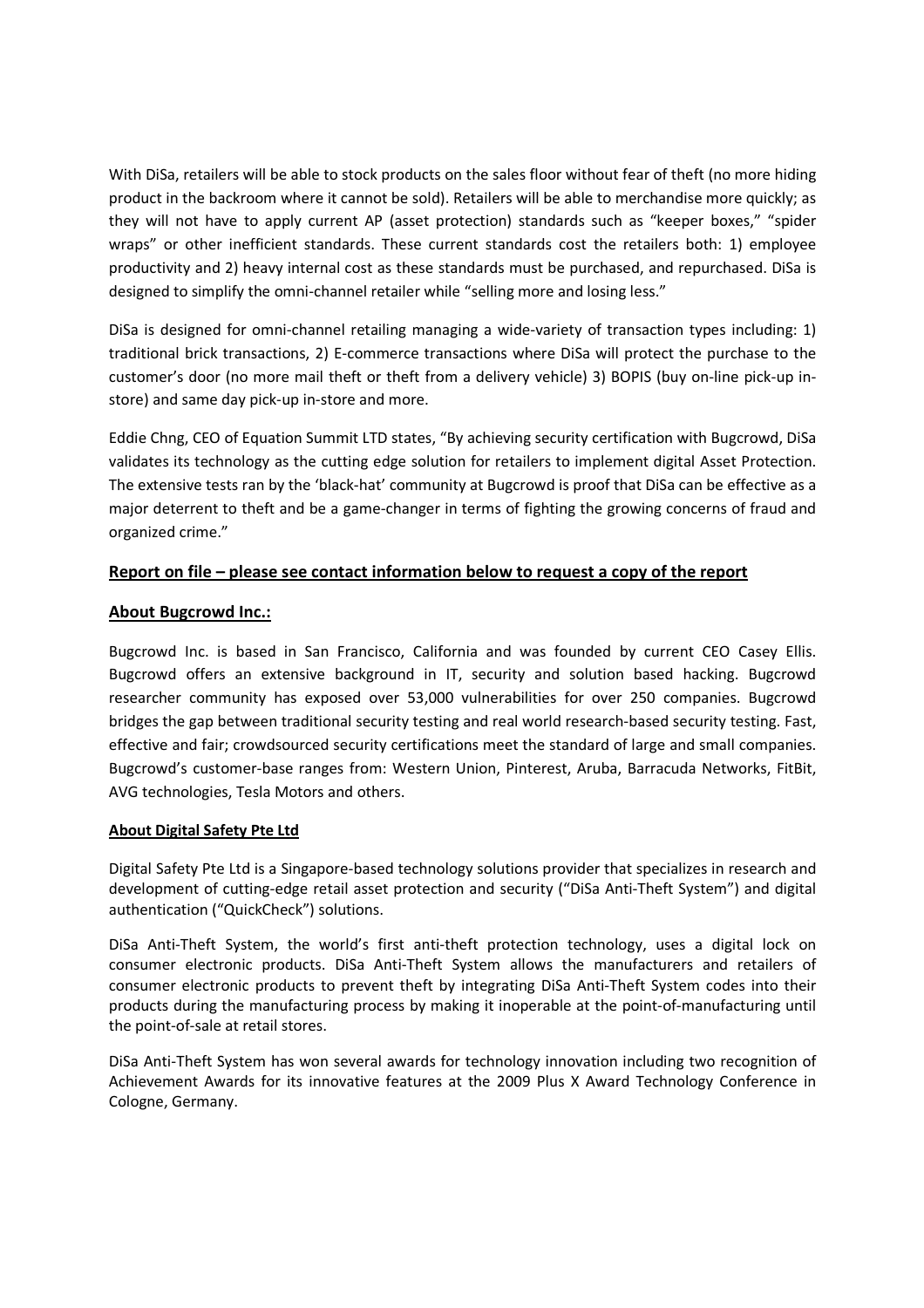With DiSa, retailers will be able to stock products on the sales floor without fear of theft (no more hiding product in the backroom where it cannot be sold). Retailers will be able to merchandise more quickly; as they will not have to apply current AP (asset protection) standards such as "keeper boxes," "spider wraps" or other inefficient standards. These current standards cost the retailers both: 1) employee productivity and 2) heavy internal cost as these standards must be purchased, and repurchased. DiSa is designed to simplify the omni-channel retailer while "selling more and losing less."

DiSa is designed for omni-channel retailing managing a wide-variety of transaction types including: 1) traditional brick transactions, 2) E-commerce transactions where DiSa will protect the purchase to the customer's door (no more mail theft or theft from a delivery vehicle) 3) BOPIS (buy on-line pick-up in-store) and same day pick-up in-store and more.

Eddie Chng, CEO of Equation Summit LTD states, "By achieving security certification with Bugcrowd, DiSa validates its technology as the cutting edge solution for retailers to implement digital Asset Protection. The extensive tests ran by the 'black-hat' community at Bugcrowd is proof that DiSa can be effective as a major deterrent to theft and be a game-changer in terms of fighting the growing concerns of fraud and organized crime."

## Report on file – please see contact information below to request a copy of the report

## About Bugcrowd Inc.:

Bugcrowd Inc. is based in San Francisco, California and was founded by current CEO Casey Ellis. Bugcrowd offers an extensive background in IT, security and solution based hacking. Bugcrowd researcher community has exposed over 53,000 vulnerabilities for over 250 companies. Bugcrowd bridges the gap between traditional security testing and real world research-based security testing. Fast, effective and fair; crowdsourced security certifications meet the standard of large and small companies. Bugcrowd's customer-base ranges from: Western Union, Pinterest, Aruba, Barracuda Networks, FitBit, AVG technologies, Tesla Motors and others.

### About Digital Safety Pte Ltd

Digital Safety Pte Ltd is a Singapore-based technology solutions provider that specializes in research and development of cutting-edge retail asset protection and security ("DiSa Anti-Theft System") and digital authentication ("QuickCheck") solutions.

DiSa Anti-Theft System, the world's first anti-theft protection technology, uses a digital lock on consumer electronic products. DiSa Anti-Theft System allows the manufacturers and retailers of consumer electronic products to prevent theft by integrating DiSa Anti-Theft System codes into their products during the manufacturing process by making it inoperable at the point-of-manufacturing until the point-of-sale at retail stores.

DiSa Anti-Theft System has won several awards for technology innovation including two recognition of Achievement Awards for its innovative features at the 2009 Plus X Award Technology Conference in Cologne, Germany.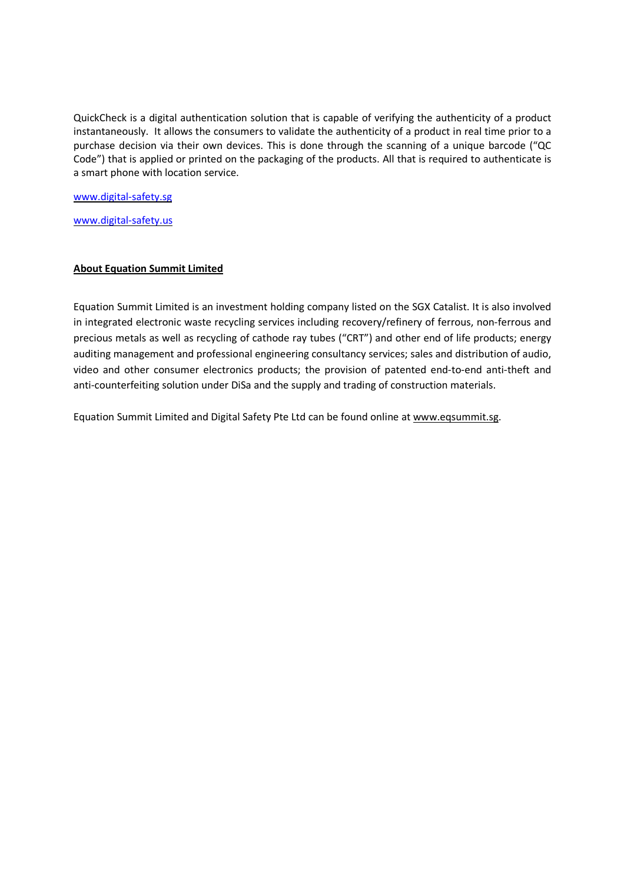QuickCheck is a digital authentication solution that is capable of verifying the authenticity of a product instantaneously. It allows the consumers to validate the authenticity of a product in real time prior to a purchase decision via their own devices. This is done through the scanning of a unique barcode ("QC Code") that is applied or printed on the packaging of the products. All that is required to authenticate is a smart phone with location service.

www.digital-safety.sg

www.digital-safety.us

**About Equation Summit Limited**

Equation Summit Limited is an investment holding company listed on the SGX Catalist. It is also involved in integrated electronic waste recycling services including recovery/refinery of ferrous, non-ferrous and precious metals as well as recycling of cathode ray tubes ("CRT") and other end of life products; energy auditing management and professional engineering consultancy services; sales and distribution of audio, video and other consumer electronics products; the provision of patented end-to-end anti-theft and anti-counterfeiting solution under DiSa and the supply and trading of construction materials.

Equation Summit Limited and Digital Safety Pte Ltd can be found online at www.eqsummit.sg.